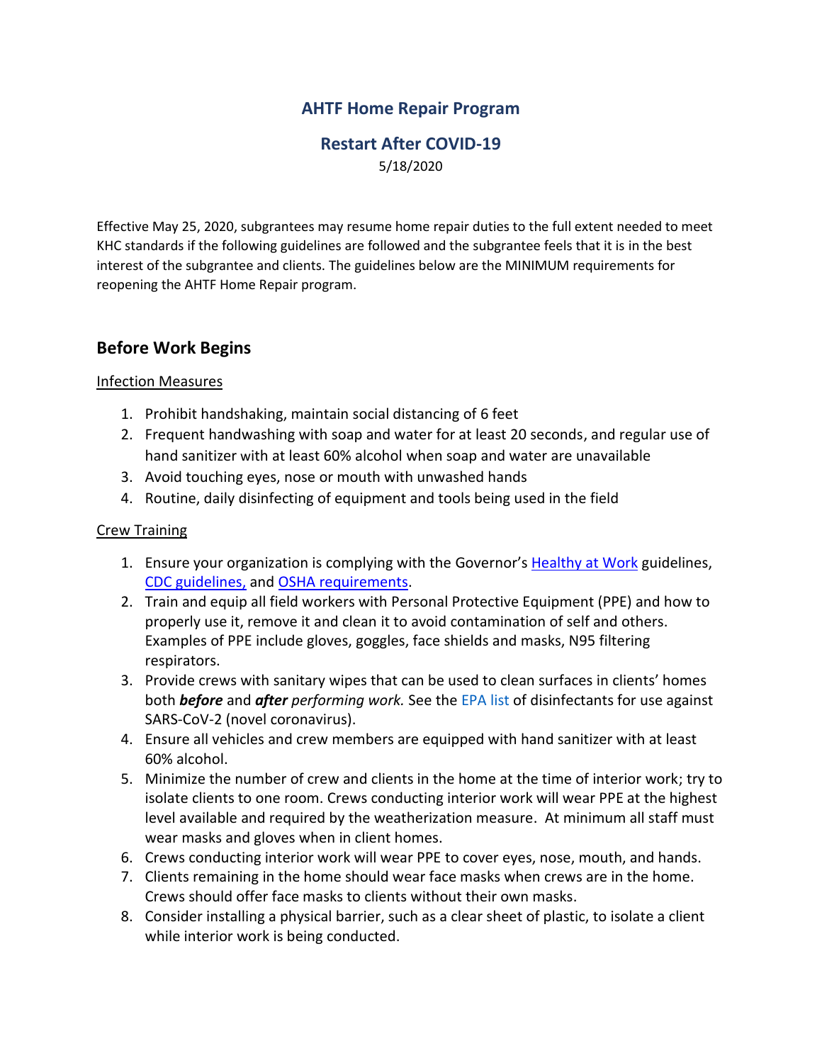# AHTF Home Repair Program

## Restart After COVID-19

5/18/2020

Effective May 25, 2020, subgrantees may resume home repair duties to the full extent needed to meet KHC standards if the following guidelines are followed and the subgrantee feels that it is in the best interest of the subgrantee and clients. The guidelines below are the MINIMUM requirements for reopening the AHTF Home Repair program.

## Before Work Begins

Infection Measures

1. Prohibit handshaking, maintain social distancing of 6 feet
2. Frequent handwashing with soap and water for at least 20 seconds, and regular use of hand sanitizer with at least 60% alcohol when soap and water are unavailable
3. Avoid touching eyes, nose or mouth with unwashed hands
4. Routine, daily disinfecting of equipment and tools being used in the field

Crew Training

1. Ensure your organization is complying with the Governor's Healthy at Work guidelines, CDC guidelines, and OSHA requirements.
2. Train and equip all field workers with Personal Protective Equipment (PPE) and how to properly use it, remove it and clean it to avoid contamination of self and others. Examples of PPE include gloves, goggles, face shields and masks, N95 filtering respirators.
3. Provide crews with sanitary wipes that can be used to clean surfaces in clients' homes both ***before*** and ***after*** *performing work.* See the EPA list of disinfectants for use against SARS-CoV-2 (novel coronavirus).
4. Ensure all vehicles and crew members are equipped with hand sanitizer with at least 60% alcohol.
5. Minimize the number of crew and clients in the home at the time of interior work; try to isolate clients to one room. Crews conducting interior work will wear PPE at the highest level available and required by the weatherization measure. At minimum all staff must wear masks and gloves when in client homes.
6. Crews conducting interior work will wear PPE to cover eyes, nose, mouth, and hands.
7. Clients remaining in the home should wear face masks when crews are in the home. Crews should offer face masks to clients without their own masks.
8. Consider installing a physical barrier, such as a clear sheet of plastic, to isolate a client while interior work is being conducted.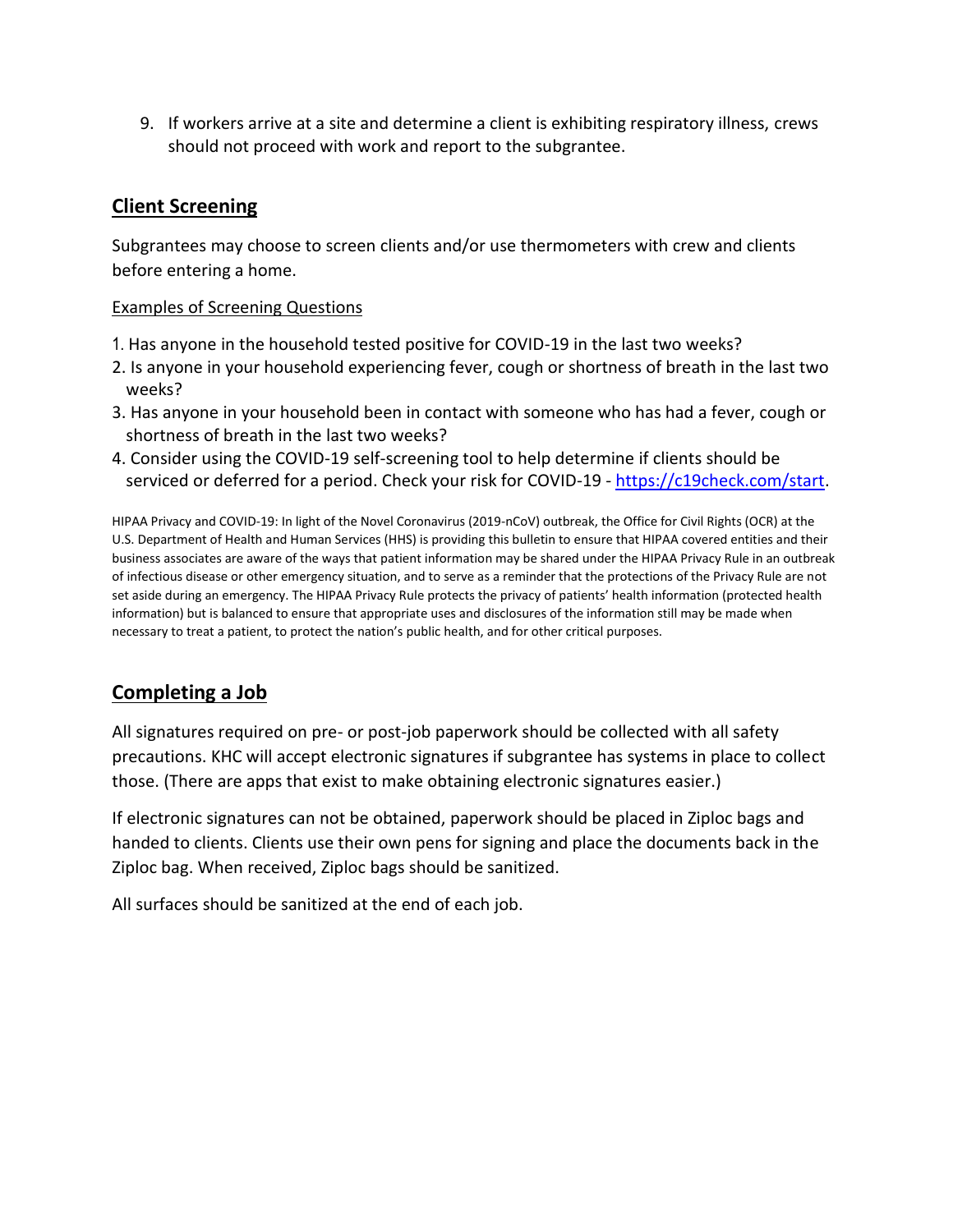9. If workers arrive at a site and determine a client is exhibiting respiratory illness, crews should not proceed with work and report to the subgrantee.

## Client Screening

Subgrantees may choose to screen clients and/or use thermometers with crew and clients before entering a home.

Examples of Screening Questions

1. Has anyone in the household tested positive for COVID-19 in the last two weeks?
2. Is anyone in your household experiencing fever, cough or shortness of breath in the last two weeks?
3. Has anyone in your household been in contact with someone who has had a fever, cough or shortness of breath in the last two weeks?
4. Consider using the COVID-19 self-screening tool to help determine if clients should be serviced or deferred for a period. Check your risk for COVID-19 - https://c19check.com/start.

HIPAA Privacy and COVID-19: In light of the Novel Coronavirus (2019-nCoV) outbreak, the Office for Civil Rights (OCR) at the U.S. Department of Health and Human Services (HHS) is providing this bulletin to ensure that HIPAA covered entities and their business associates are aware of the ways that patient information may be shared under the HIPAA Privacy Rule in an outbreak of infectious disease or other emergency situation, and to serve as a reminder that the protections of the Privacy Rule are not set aside during an emergency. The HIPAA Privacy Rule protects the privacy of patients' health information (protected health information) but is balanced to ensure that appropriate uses and disclosures of the information still may be made when necessary to treat a patient, to protect the nation's public health, and for other critical purposes.

## Completing a Job

All signatures required on pre- or post-job paperwork should be collected with all safety precautions. KHC will accept electronic signatures if subgrantee has systems in place to collect those. (There are apps that exist to make obtaining electronic signatures easier.)

If electronic signatures can not be obtained, paperwork should be placed in Ziploc bags and handed to clients. Clients use their own pens for signing and place the documents back in the Ziploc bag. When received, Ziploc bags should be sanitized.

All surfaces should be sanitized at the end of each job.